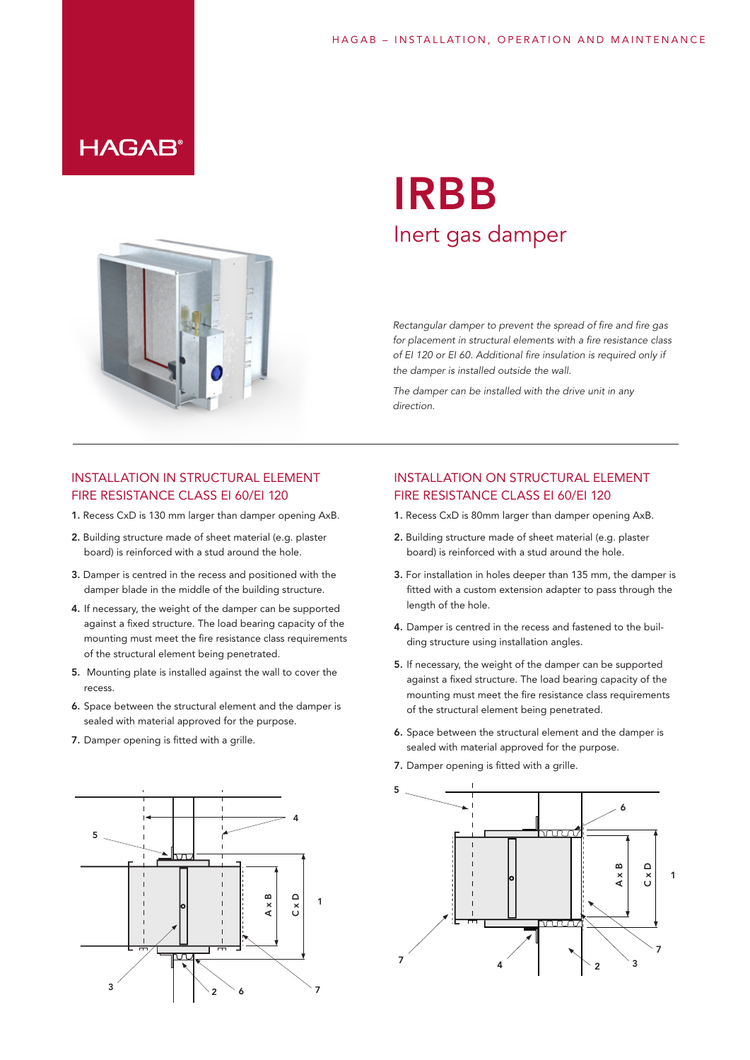HAGAB®

# IRBB

## Inert gas damper

*Rectangular damper to prevent the spread of fire and fire gas for placement in structural elements with a fire resistance class of EI 120 or EI 60. Additional fire insulation is required only if the damper is installed outside the wall.*

*The damper can be installed with the drive unit in any direction.*

---

## INSTALLATION IN STRUCTURAL ELEMENT FIRE RESISTANCE CLASS EI 60/EI 120

1. Recess CxD is 130 mm larger than damper opening AxB.
2. Building structure made of sheet material (e.g. plaster board) is reinforced with a stud around the hole.
3. Damper is centred in the recess and positioned with the damper blade in the middle of the building structure.
4. If necessary, the weight of the damper can be supported against a fixed structure. The load bearing capacity of the mounting must meet the fire resistance class requirements of the structural element being penetrated.
5. Mounting plate is installed against the wall to cover the recess.
6. Space between the structural element and the damper is sealed with material approved for the purpose.
7. Damper opening is fitted with a grille.

## INSTALLATION ON STRUCTURAL ELEMENT FIRE RESISTANCE CLASS EI 60/EI 120

1. Recess CxD is 80mm larger than damper opening AxB.
2. Building structure made of sheet material (e.g. plaster board) is reinforced with a stud around the hole.
3. For installation in holes deeper than 135 mm, the damper is fitted with a custom extension adapter to pass through the length of the hole.
4. Damper is centred in the recess and fastened to the building structure using installation angles.
5. If necessary, the weight of the damper can be supported against a fixed structure. The load bearing capacity of the mounting must meet the fire resistance class requirements of the structural element being penetrated.
6. Space between the structural element and the damper is sealed with material approved for the purpose.
7. Damper opening is fitted with a grille.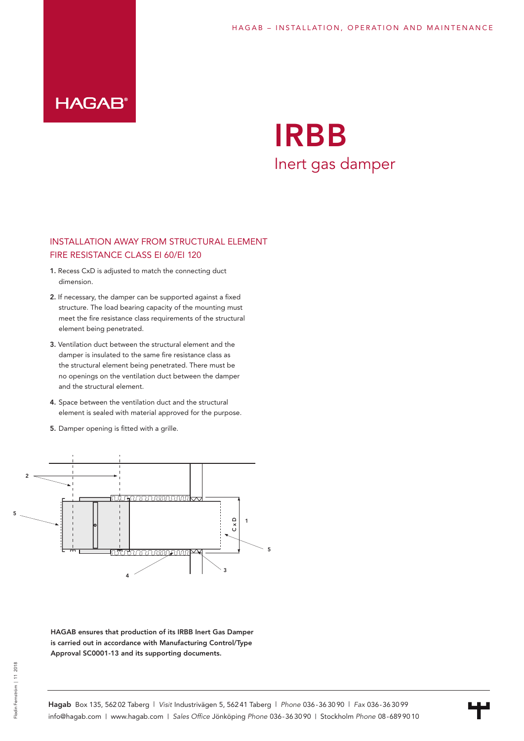HAGAB

# IRBB

## Inert gas damper

### INSTALLATION AWAY FROM STRUCTURAL ELEMENT FIRE RESISTANCE CLASS EI 60/EI 120

1. Recess CxD is adjusted to match the connecting duct dimension.
2. If necessary, the damper can be supported against a fixed structure. The load bearing capacity of the mounting must meet the fire resistance class requirements of the structural element being penetrated.
3. Ventilation duct between the structural element and the damper is insulated to the same fire resistance class as the structural element being penetrated. There must be no openings on the ventilation duct between the damper and the structural element.
4. Space between the ventilation duct and the structural element is sealed with material approved for the purpose.
5. Damper opening is fitted with a grille.

2
5
C x D
1
5
3
4

**HAGAB ensures that production of its IRBB Inert Gas Damper is carried out in accordance with Manufacturing Control/Type Approval SC0001-13 and its supporting documents.**

**Hagab** Box 135, 562 02 Taberg | *Visit* Industrivägen 5, 562 41 Taberg | *Phone* 036-36 30 90 | *Fax* 036-36 30 99
info@hagab.com | www.hagab.com | *Sales Office* Jönköping *Phone* 036-36 30 90 | Stockholm *Phone* 08-689 90 10